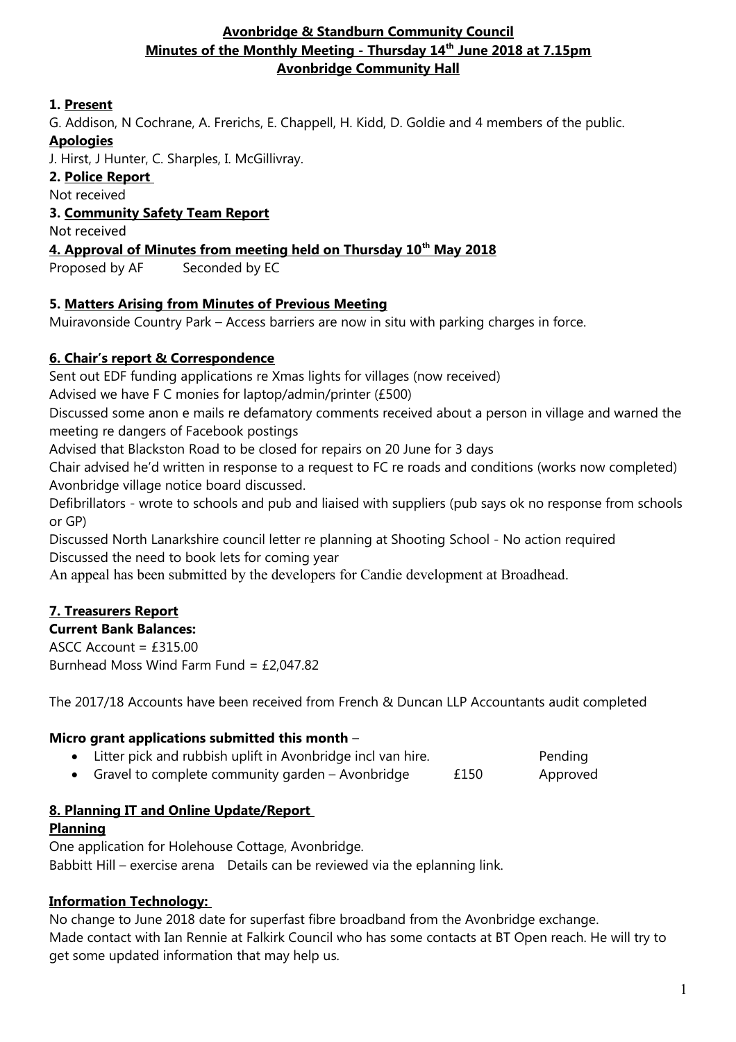**Avonbridge & Standburn Community Council**
**Minutes of the Monthly Meeting - Thursday 14th June 2018 at 7.15pm**
**Avonbridge Community Hall**

**1. Present**

G. Addison, N Cochrane, A. Frerichs, E. Chappell, H. Kidd, D. Goldie and 4 members of the public.

**Apologies**

J. Hirst, J Hunter, C. Sharples, I. McGillivray.

**2. Police Report**

Not received

**3. Community Safety Team Report**

Not received

**4. Approval of Minutes from meeting held on Thursday 10th May 2018**

Proposed by AF Seconded by EC

**5. Matters Arising from Minutes of Previous Meeting**

Muiravonside Country Park – Access barriers are now in situ with parking charges in force.

**6. Chair's report & Correspondence**

Sent out EDF funding applications re Xmas lights for villages (now received)
Advised we have F C monies for laptop/admin/printer (£500)
Discussed some anon e mails re defamatory comments received about a person in village and warned the meeting re dangers of Facebook postings
Advised that Blackston Road to be closed for repairs on 20 June for 3 days
Chair advised he'd written in response to a request to FC re roads and conditions (works now completed)
Avonbridge village notice board discussed.
Defibrillators - wrote to schools and pub and liaised with suppliers (pub says ok no response from schools or GP)
Discussed North Lanarkshire council letter re planning at Shooting School - No action required
Discussed the need to book lets for coming year
An appeal has been submitted by the developers for Candie development at Broadhead.

**7. Treasurers Report**

**Current Bank Balances:**

ASCC Account = £315.00
Burnhead Moss Wind Farm Fund = £2,047.82

The 2017/18 Accounts have been received from French & Duncan LLP Accountants audit completed

**Micro grant applications submitted this month** –

- Litter pick and rubbish uplift in Avonbridge incl van hire. Pending
- Gravel to complete community garden – Avonbridge £150 Approved

**8. Planning IT and Online Update/Report**

**Planning**

One application for Holehouse Cottage, Avonbridge.
Babbitt Hill – exercise arena Details can be reviewed via the eplanning link.

**Information Technology:**

No change to June 2018 date for superfast fibre broadband from the Avonbridge exchange.
Made contact with Ian Rennie at Falkirk Council who has some contacts at BT Open reach. He will try to get some updated information that may help us.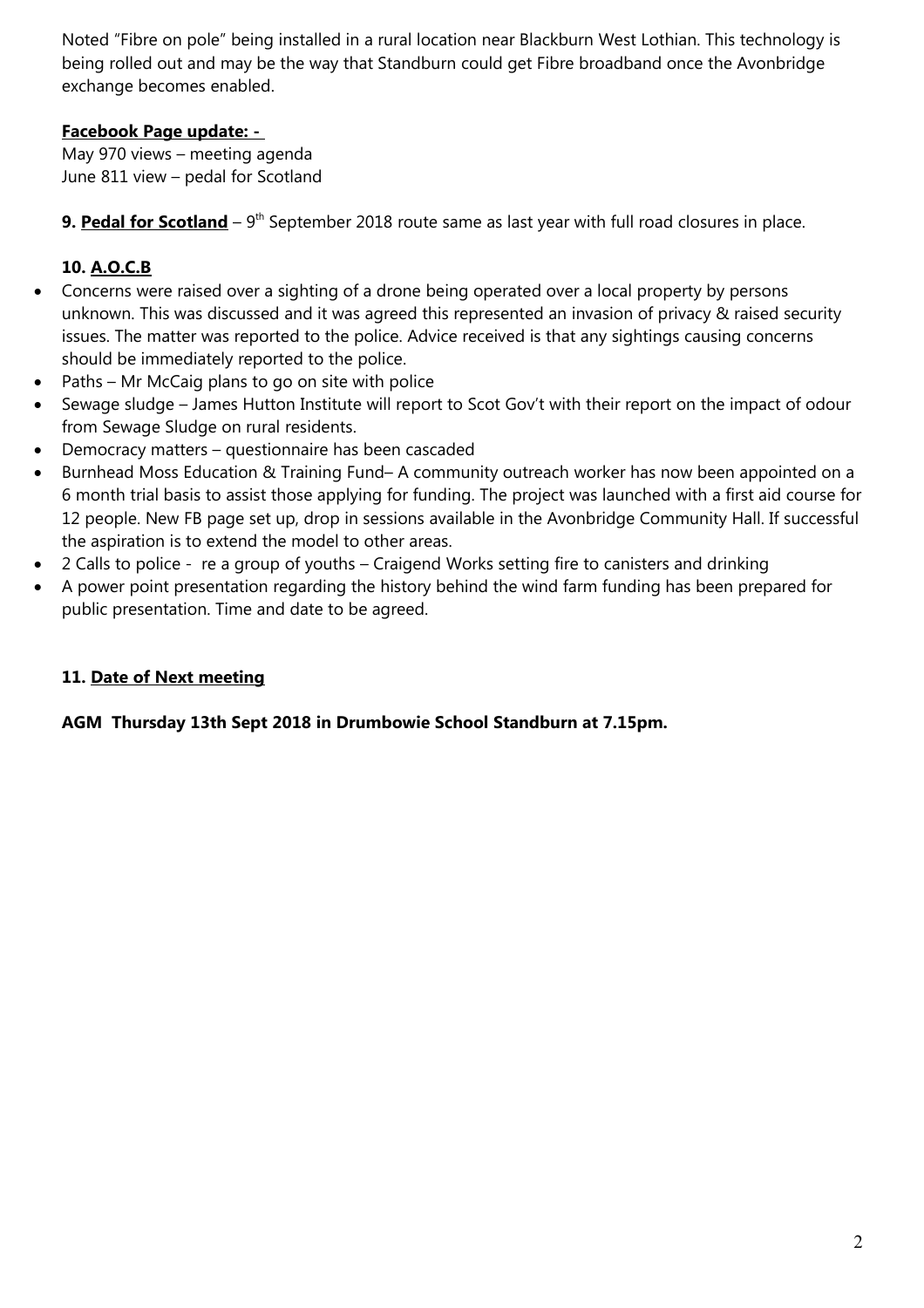Noted "Fibre on pole" being installed in a rural location near Blackburn West Lothian. This technology is being rolled out and may be the way that Standburn could get Fibre broadband once the Avonbridge exchange becomes enabled.

**Facebook Page update: -**

May 970 views – meeting agenda
June 811 view – pedal for Scotland

**9. Pedal for Scotland** – 9th September 2018 route same as last year with full road closures in place.

### 10. A.O.C.B

- Concerns were raised over a sighting of a drone being operated over a local property by persons unknown. This was discussed and it was agreed this represented an invasion of privacy & raised security issues. The matter was reported to the police. Advice received is that any sightings causing concerns should be immediately reported to the police.
- Paths – Mr McCaig plans to go on site with police
- Sewage sludge – James Hutton Institute will report to Scot Gov't with their report on the impact of odour from Sewage Sludge on rural residents.
- Democracy matters – questionnaire has been cascaded
- Burnhead Moss Education & Training Fund– A community outreach worker has now been appointed on a 6 month trial basis to assist those applying for funding. The project was launched with a first aid course for 12 people. New FB page set up, drop in sessions available in the Avonbridge Community Hall. If successful the aspiration is to extend the model to other areas.
- 2 Calls to police - re a group of youths – Craigend Works setting fire to canisters and drinking
- A power point presentation regarding the history behind the wind farm funding has been prepared for public presentation. Time and date to be agreed.

### 11. Date of Next meeting

**AGM Thursday 13th Sept 2018 in Drumbowie School Standburn at 7.15pm.**